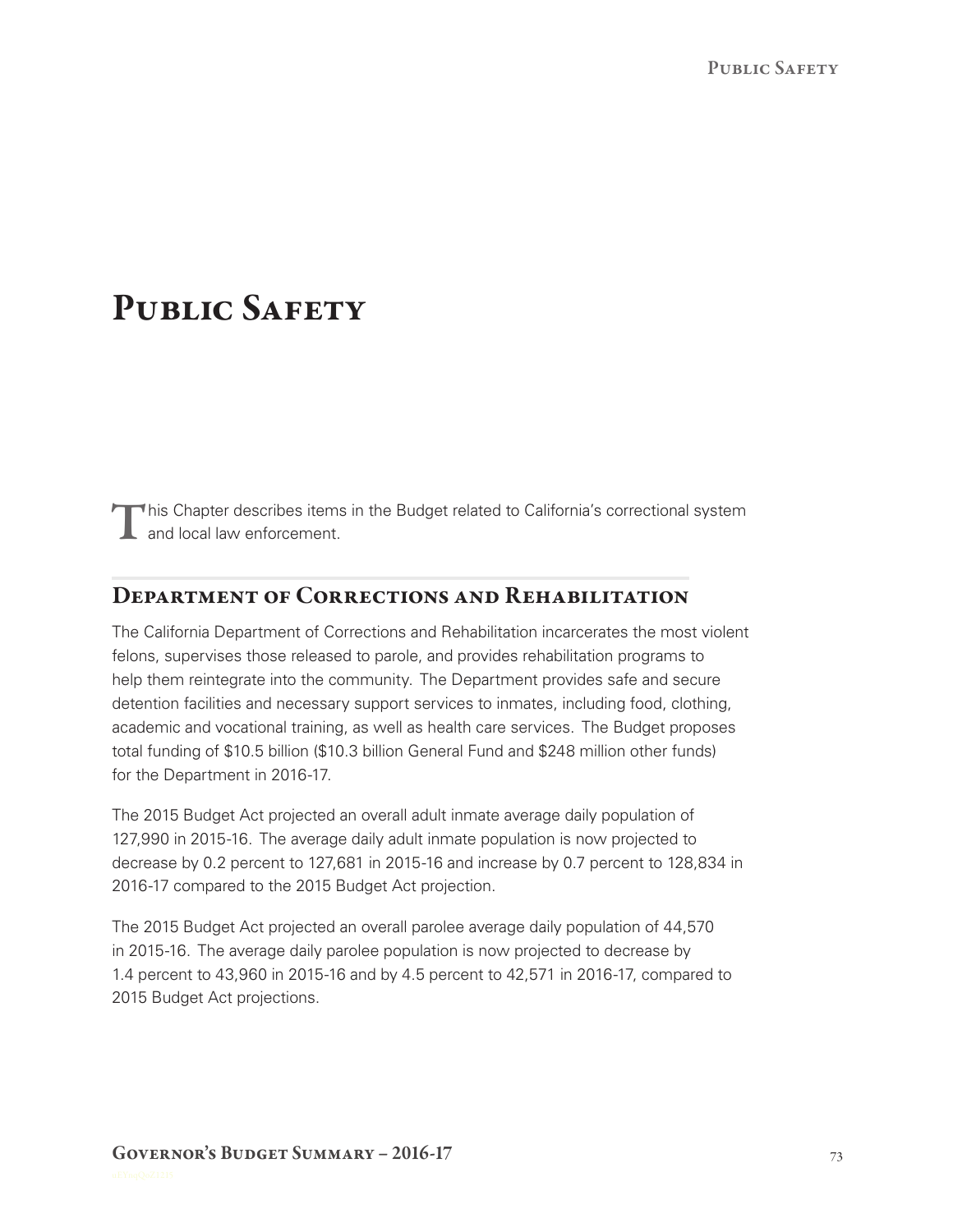# Public Safety

This Chapter describes items in the Budget related to California's correctional system and local law enforcement.

## Department of Corrections and Rehabilitation

The California Department of Corrections and Rehabilitation incarcerates the most violent felons, supervises those released to parole, and provides rehabilitation programs to help them reintegrate into the community. The Department provides safe and secure detention facilities and necessary support services to inmates, including food, clothing, academic and vocational training, as well as health care services. The Budget proposes total funding of $10.5 billion ($10.3 billion General Fund and $248 million other funds) for the Department in 2016-17.

The 2015 Budget Act projected an overall adult inmate average daily population of 127,990 in 2015-16. The average daily adult inmate population is now projected to decrease by 0.2 percent to 127,681 in 2015-16 and increase by 0.7 percent to 128,834 in 2016-17 compared to the 2015 Budget Act projection.

The 2015 Budget Act projected an overall parolee average daily population of 44,570 in 2015-16. The average daily parolee population is now projected to decrease by 1.4 percent to 43,960 in 2015-16 and by 4.5 percent to 42,571 in 2016-17, compared to 2015 Budget Act projections.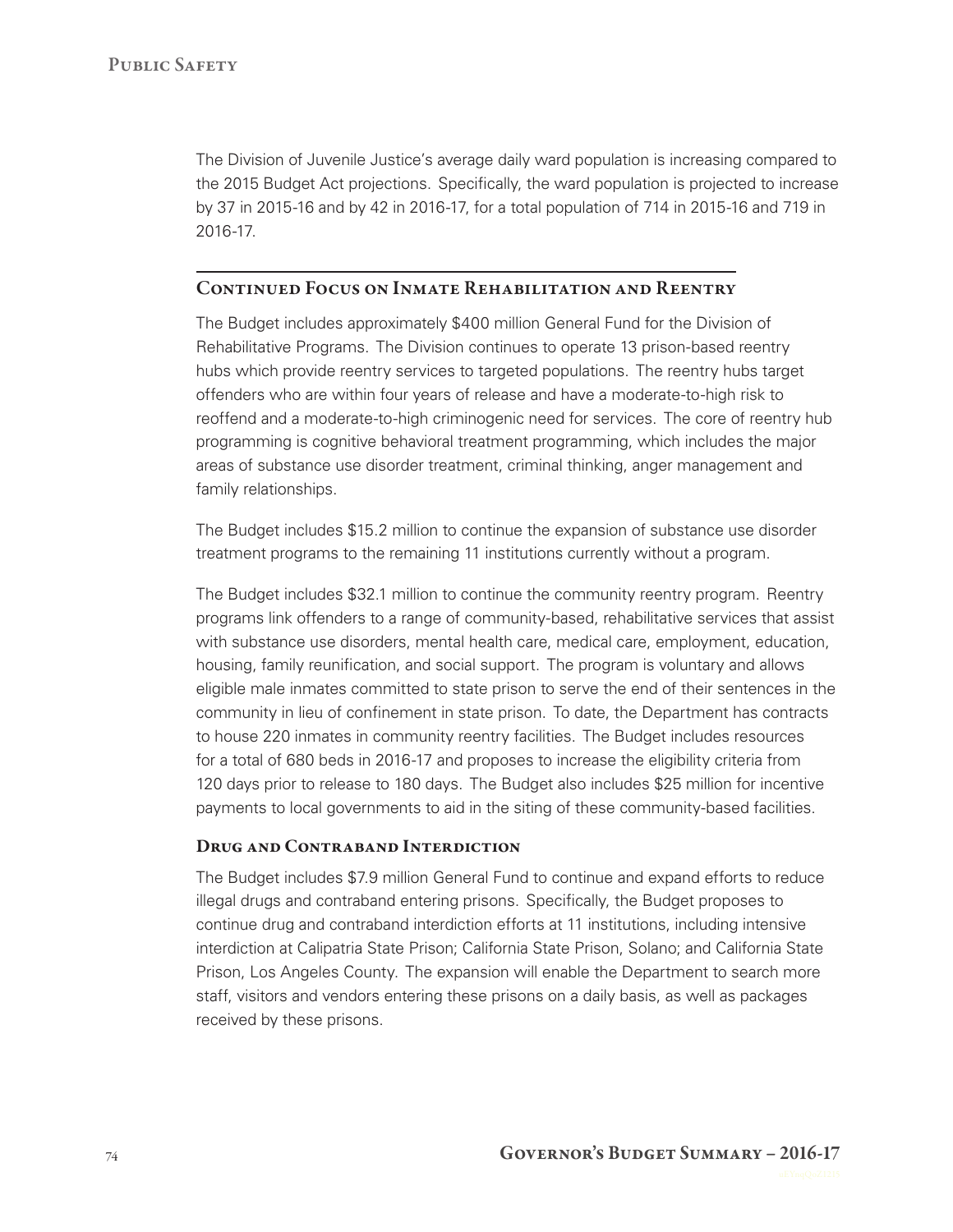The Division of Juvenile Justice's average daily ward population is increasing compared to the 2015 Budget Act projections. Specifically, the ward population is projected to increase by 37 in 2015-16 and by 42 in 2016-17, for a total population of 714 in 2015-16 and 719 in 2016-17.

## Continued Focus on Inmate Rehabilitation and Reentry

The Budget includes approximately $400 million General Fund for the Division of Rehabilitative Programs. The Division continues to operate 13 prison-based reentry hubs which provide reentry services to targeted populations. The reentry hubs target offenders who are within four years of release and have a moderate-to-high risk to reoffend and a moderate-to-high criminogenic need for services. The core of reentry hub programming is cognitive behavioral treatment programming, which includes the major areas of substance use disorder treatment, criminal thinking, anger management and family relationships.

The Budget includes $15.2 million to continue the expansion of substance use disorder treatment programs to the remaining 11 institutions currently without a program.

The Budget includes $32.1 million to continue the community reentry program. Reentry programs link offenders to a range of community-based, rehabilitative services that assist with substance use disorders, mental health care, medical care, employment, education, housing, family reunification, and social support. The program is voluntary and allows eligible male inmates committed to state prison to serve the end of their sentences in the community in lieu of confinement in state prison. To date, the Department has contracts to house 220 inmates in community reentry facilities. The Budget includes resources for a total of 680 beds in 2016-17 and proposes to increase the eligibility criteria from 120 days prior to release to 180 days. The Budget also includes $25 million for incentive payments to local governments to aid in the siting of these community-based facilities.

### Drug and Contraband Interdiction

The Budget includes $7.9 million General Fund to continue and expand efforts to reduce illegal drugs and contraband entering prisons. Specifically, the Budget proposes to continue drug and contraband interdiction efforts at 11 institutions, including intensive interdiction at Calipatria State Prison; California State Prison, Solano; and California State Prison, Los Angeles County. The expansion will enable the Department to search more staff, visitors and vendors entering these prisons on a daily basis, as well as packages received by these prisons.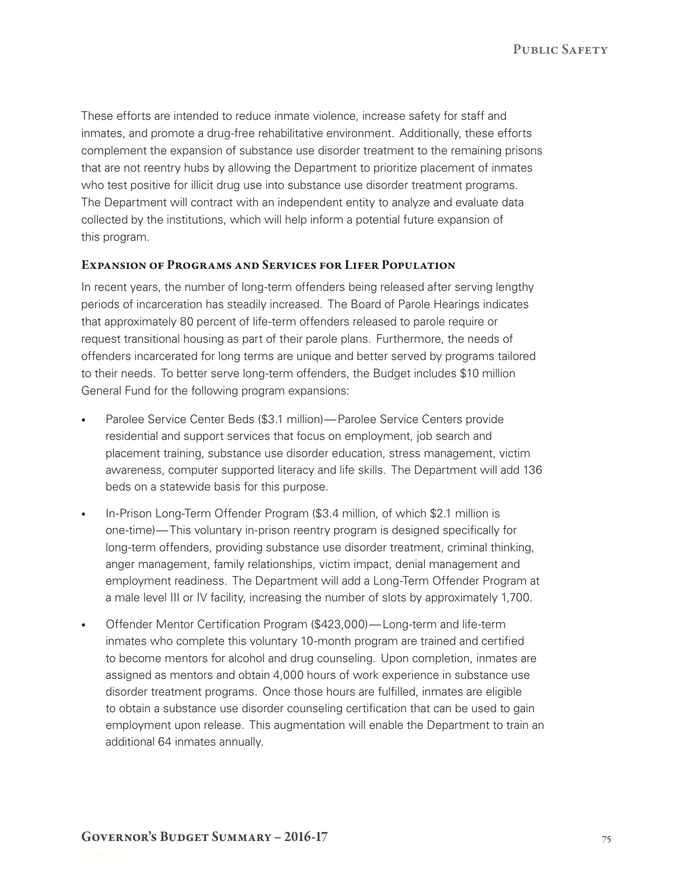These efforts are intended to reduce inmate violence, increase safety for staff and inmates, and promote a drug-free rehabilitative environment. Additionally, these efforts complement the expansion of substance use disorder treatment to the remaining prisons that are not reentry hubs by allowing the Department to prioritize placement of inmates who test positive for illicit drug use into substance use disorder treatment programs. The Department will contract with an independent entity to analyze and evaluate data collected by the institutions, which will help inform a potential future expansion of this program.

### Expansion of Programs and Services for Lifer Population

In recent years, the number of long-term offenders being released after serving lengthy periods of incarceration has steadily increased. The Board of Parole Hearings indicates that approximately 80 percent of life-term offenders released to parole require or request transitional housing as part of their parole plans. Furthermore, the needs of offenders incarcerated for long terms are unique and better served by programs tailored to their needs. To better serve long-term offenders, the Budget includes $10 million General Fund for the following program expansions:

- Parolee Service Center Beds ($3.1 million)—Parolee Service Centers provide residential and support services that focus on employment, job search and placement training, substance use disorder education, stress management, victim awareness, computer supported literacy and life skills. The Department will add 136 beds on a statewide basis for this purpose.
- In-Prison Long-Term Offender Program ($3.4 million, of which $2.1 million is one-time)—This voluntary in-prison reentry program is designed specifically for long-term offenders, providing substance use disorder treatment, criminal thinking, anger management, family relationships, victim impact, denial management and employment readiness. The Department will add a Long-Term Offender Program at a male level III or IV facility, increasing the number of slots by approximately 1,700.
- Offender Mentor Certification Program ($423,000)—Long-term and life-term inmates who complete this voluntary 10-month program are trained and certified to become mentors for alcohol and drug counseling. Upon completion, inmates are assigned as mentors and obtain 4,000 hours of work experience in substance use disorder treatment programs. Once those hours are fulfilled, inmates are eligible to obtain a substance use disorder counseling certification that can be used to gain employment upon release. This augmentation will enable the Department to train an additional 64 inmates annually.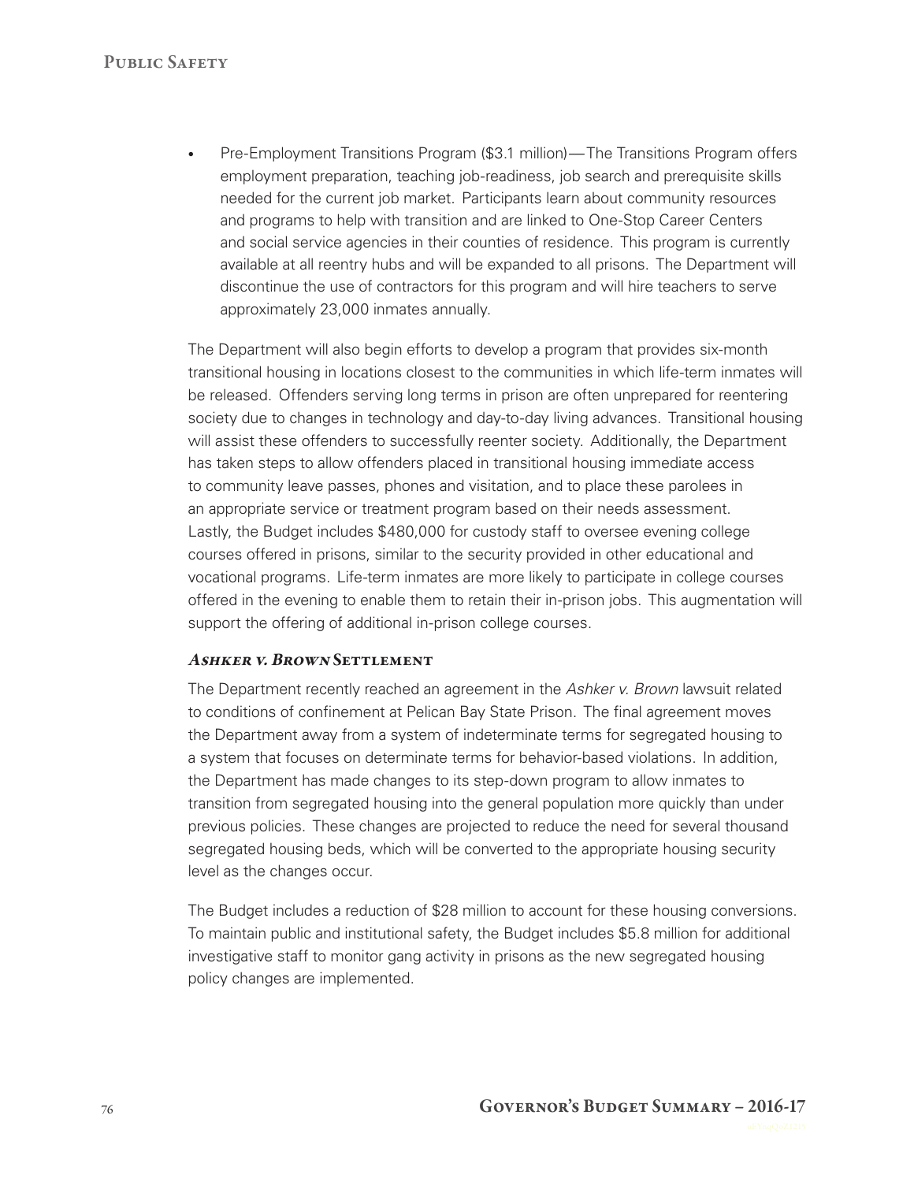- Pre-Employment Transitions Program ($3.1 million)—The Transitions Program offers employment preparation, teaching job-readiness, job search and prerequisite skills needed for the current job market. Participants learn about community resources and programs to help with transition and are linked to One-Stop Career Centers and social service agencies in their counties of residence. This program is currently available at all reentry hubs and will be expanded to all prisons. The Department will discontinue the use of contractors for this program and will hire teachers to serve approximately 23,000 inmates annually.

The Department will also begin efforts to develop a program that provides six-month transitional housing in locations closest to the communities in which life-term inmates will be released. Offenders serving long terms in prison are often unprepared for reentering society due to changes in technology and day-to-day living advances. Transitional housing will assist these offenders to successfully reenter society. Additionally, the Department has taken steps to allow offenders placed in transitional housing immediate access to community leave passes, phones and visitation, and to place these parolees in an appropriate service or treatment program based on their needs assessment. Lastly, the Budget includes $480,000 for custody staff to oversee evening college courses offered in prisons, similar to the security provided in other educational and vocational programs. Life-term inmates are more likely to participate in college courses offered in the evening to enable them to retain their in-prison jobs. This augmentation will support the offering of additional in-prison college courses.

### *Ashker v. Brown* Settlement

The Department recently reached an agreement in the *Ashker v. Brown* lawsuit related to conditions of confinement at Pelican Bay State Prison. The final agreement moves the Department away from a system of indeterminate terms for segregated housing to a system that focuses on determinate terms for behavior-based violations. In addition, the Department has made changes to its step-down program to allow inmates to transition from segregated housing into the general population more quickly than under previous policies. These changes are projected to reduce the need for several thousand segregated housing beds, which will be converted to the appropriate housing security level as the changes occur.

The Budget includes a reduction of $28 million to account for these housing conversions. To maintain public and institutional safety, the Budget includes $5.8 million for additional investigative staff to monitor gang activity in prisons as the new segregated housing policy changes are implemented.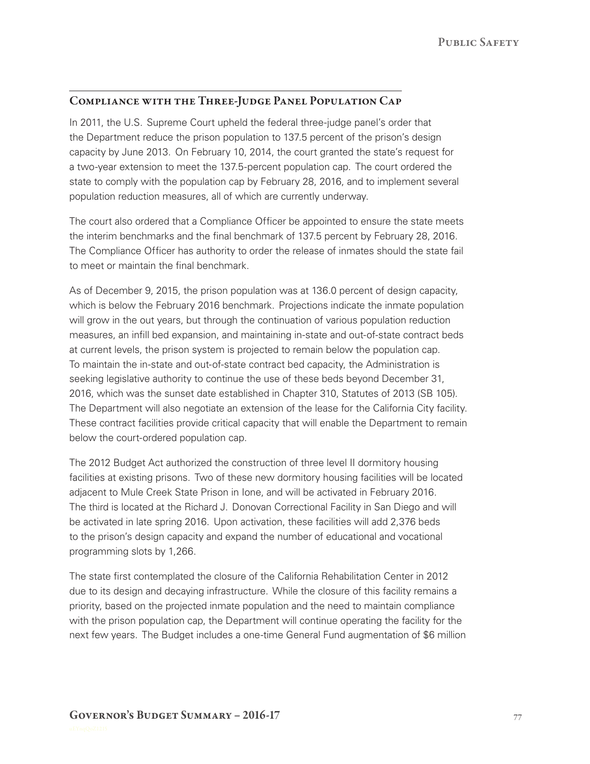## Compliance with the Three-Judge Panel Population Cap

In 2011, the U.S. Supreme Court upheld the federal three-judge panel's order that the Department reduce the prison population to 137.5 percent of the prison's design capacity by June 2013. On February 10, 2014, the court granted the state's request for a two-year extension to meet the 137.5-percent population cap. The court ordered the state to comply with the population cap by February 28, 2016, and to implement several population reduction measures, all of which are currently underway.

The court also ordered that a Compliance Officer be appointed to ensure the state meets the interim benchmarks and the final benchmark of 137.5 percent by February 28, 2016. The Compliance Officer has authority to order the release of inmates should the state fail to meet or maintain the final benchmark.

As of December 9, 2015, the prison population was at 136.0 percent of design capacity, which is below the February 2016 benchmark. Projections indicate the inmate population will grow in the out years, but through the continuation of various population reduction measures, an infill bed expansion, and maintaining in-state and out-of-state contract beds at current levels, the prison system is projected to remain below the population cap. To maintain the in-state and out-of-state contract bed capacity, the Administration is seeking legislative authority to continue the use of these beds beyond December 31, 2016, which was the sunset date established in Chapter 310, Statutes of 2013 (SB 105). The Department will also negotiate an extension of the lease for the California City facility. These contract facilities provide critical capacity that will enable the Department to remain below the court-ordered population cap.

The 2012 Budget Act authorized the construction of three level II dormitory housing facilities at existing prisons. Two of these new dormitory housing facilities will be located adjacent to Mule Creek State Prison in Ione, and will be activated in February 2016. The third is located at the Richard J. Donovan Correctional Facility in San Diego and will be activated in late spring 2016. Upon activation, these facilities will add 2,376 beds to the prison's design capacity and expand the number of educational and vocational programming slots by 1,266.

The state first contemplated the closure of the California Rehabilitation Center in 2012 due to its design and decaying infrastructure. While the closure of this facility remains a priority, based on the projected inmate population and the need to maintain compliance with the prison population cap, the Department will continue operating the facility for the next few years. The Budget includes a one-time General Fund augmentation of $6 million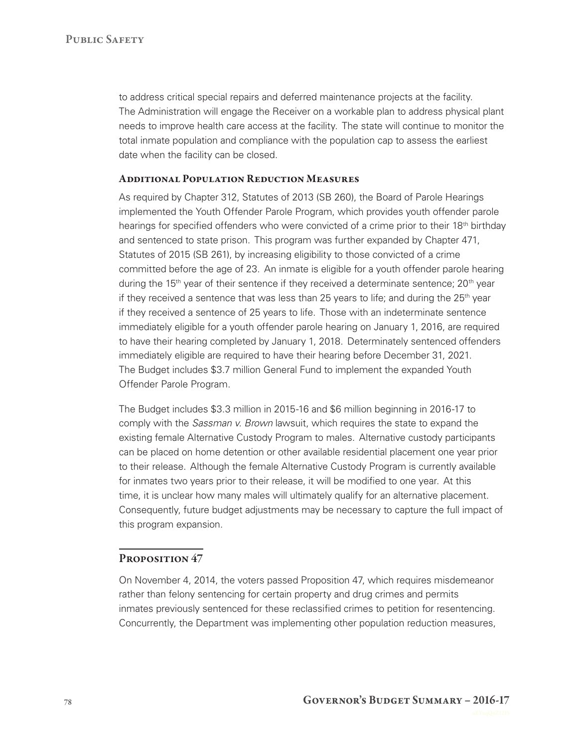to address critical special repairs and deferred maintenance projects at the facility. The Administration will engage the Receiver on a workable plan to address physical plant needs to improve health care access at the facility. The state will continue to monitor the total inmate population and compliance with the population cap to assess the earliest date when the facility can be closed.

### Additional Population Reduction Measures

As required by Chapter 312, Statutes of 2013 (SB 260), the Board of Parole Hearings implemented the Youth Offender Parole Program, which provides youth offender parole hearings for specified offenders who were convicted of a crime prior to their 18th birthday and sentenced to state prison. This program was further expanded by Chapter 471, Statutes of 2015 (SB 261), by increasing eligibility to those convicted of a crime committed before the age of 23. An inmate is eligible for a youth offender parole hearing during the 15th year of their sentence if they received a determinate sentence; 20th year if they received a sentence that was less than 25 years to life; and during the 25th year if they received a sentence of 25 years to life. Those with an indeterminate sentence immediately eligible for a youth offender parole hearing on January 1, 2016, are required to have their hearing completed by January 1, 2018. Determinately sentenced offenders immediately eligible are required to have their hearing before December 31, 2021. The Budget includes $3.7 million General Fund to implement the expanded Youth Offender Parole Program.

The Budget includes $3.3 million in 2015-16 and $6 million beginning in 2016-17 to comply with the *Sassman v. Brown* lawsuit, which requires the state to expand the existing female Alternative Custody Program to males. Alternative custody participants can be placed on home detention or other available residential placement one year prior to their release. Although the female Alternative Custody Program is currently available for inmates two years prior to their release, it will be modified to one year. At this time, it is unclear how many males will ultimately qualify for an alternative placement. Consequently, future budget adjustments may be necessary to capture the full impact of this program expansion.

## Proposition 47

On November 4, 2014, the voters passed Proposition 47, which requires misdemeanor rather than felony sentencing for certain property and drug crimes and permits inmates previously sentenced for these reclassified crimes to petition for resentencing. Concurrently, the Department was implementing other population reduction measures,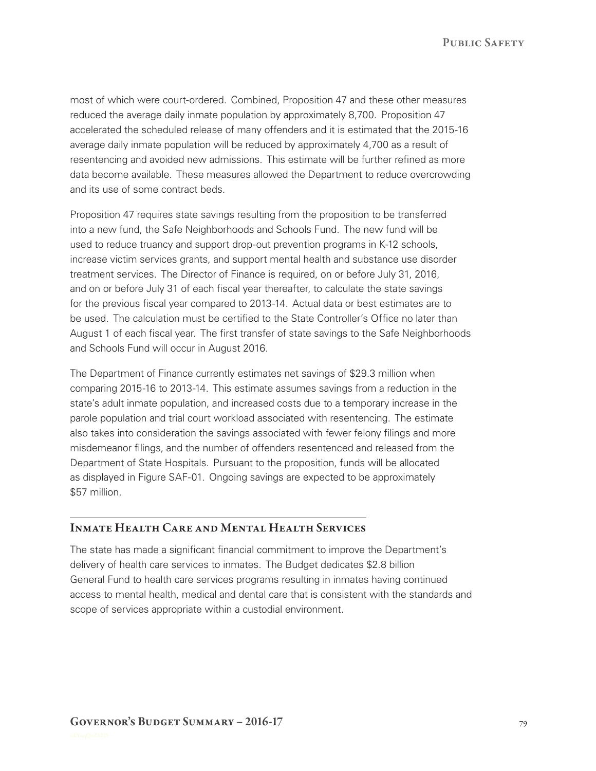most of which were court-ordered. Combined, Proposition 47 and these other measures reduced the average daily inmate population by approximately 8,700. Proposition 47 accelerated the scheduled release of many offenders and it is estimated that the 2015-16 average daily inmate population will be reduced by approximately 4,700 as a result of resentencing and avoided new admissions. This estimate will be further refined as more data become available. These measures allowed the Department to reduce overcrowding and its use of some contract beds.

Proposition 47 requires state savings resulting from the proposition to be transferred into a new fund, the Safe Neighborhoods and Schools Fund. The new fund will be used to reduce truancy and support drop-out prevention programs in K-12 schools, increase victim services grants, and support mental health and substance use disorder treatment services. The Director of Finance is required, on or before July 31, 2016, and on or before July 31 of each fiscal year thereafter, to calculate the state savings for the previous fiscal year compared to 2013-14. Actual data or best estimates are to be used. The calculation must be certified to the State Controller's Office no later than August 1 of each fiscal year. The first transfer of state savings to the Safe Neighborhoods and Schools Fund will occur in August 2016.

The Department of Finance currently estimates net savings of $29.3 million when comparing 2015-16 to 2013-14. This estimate assumes savings from a reduction in the state's adult inmate population, and increased costs due to a temporary increase in the parole population and trial court workload associated with resentencing. The estimate also takes into consideration the savings associated with fewer felony filings and more misdemeanor filings, and the number of offenders resentenced and released from the Department of State Hospitals. Pursuant to the proposition, funds will be allocated as displayed in Figure SAF-01. Ongoing savings are expected to be approximately $57 million.

## Inmate Health Care and Mental Health Services

The state has made a significant financial commitment to improve the Department's delivery of health care services to inmates. The Budget dedicates $2.8 billion General Fund to health care services programs resulting in inmates having continued access to mental health, medical and dental care that is consistent with the standards and scope of services appropriate within a custodial environment.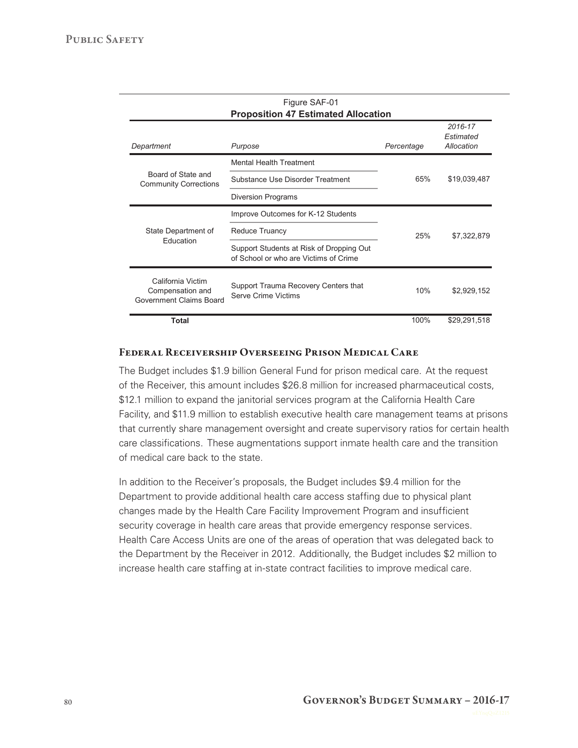Figure SAF-01
**Proposition 47 Estimated Allocation**

| *Department* | *Purpose* | *Percentage* | *2016-17 Estimated Allocation* |
|---|---|---|---|
| Board of State and Community Corrections | Mental Health Treatment<br>Substance Use Disorder Treatment<br>Diversion Programs | 65% | $19,039,487 |
| State Department of Education | Improve Outcomes for K-12 Students<br>Reduce Truancy<br>Support Students at Risk of Dropping Out of School or who are Victims of Crime | 25% | $7,322,879 |
| California Victim Compensation and Government Claims Board | Support Trauma Recovery Centers that Serve Crime Victims | 10% | $2,929,152 |
| **Total** | | 100% | $29,291,518 |

### Federal Receivership Overseeing Prison Medical Care

The Budget includes $1.9 billion General Fund for prison medical care. At the request of the Receiver, this amount includes $26.8 million for increased pharmaceutical costs, $12.1 million to expand the janitorial services program at the California Health Care Facility, and $11.9 million to establish executive health care management teams at prisons that currently share management oversight and create supervisory ratios for certain health care classifications. These augmentations support inmate health care and the transition of medical care back to the state.

In addition to the Receiver's proposals, the Budget includes $9.4 million for the Department to provide additional health care access staffing due to physical plant changes made by the Health Care Facility Improvement Program and insufficient security coverage in health care areas that provide emergency response services. Health Care Access Units are one of the areas of operation that was delegated back to the Department by the Receiver in 2012. Additionally, the Budget includes $2 million to increase health care staffing at in-state contract facilities to improve medical care.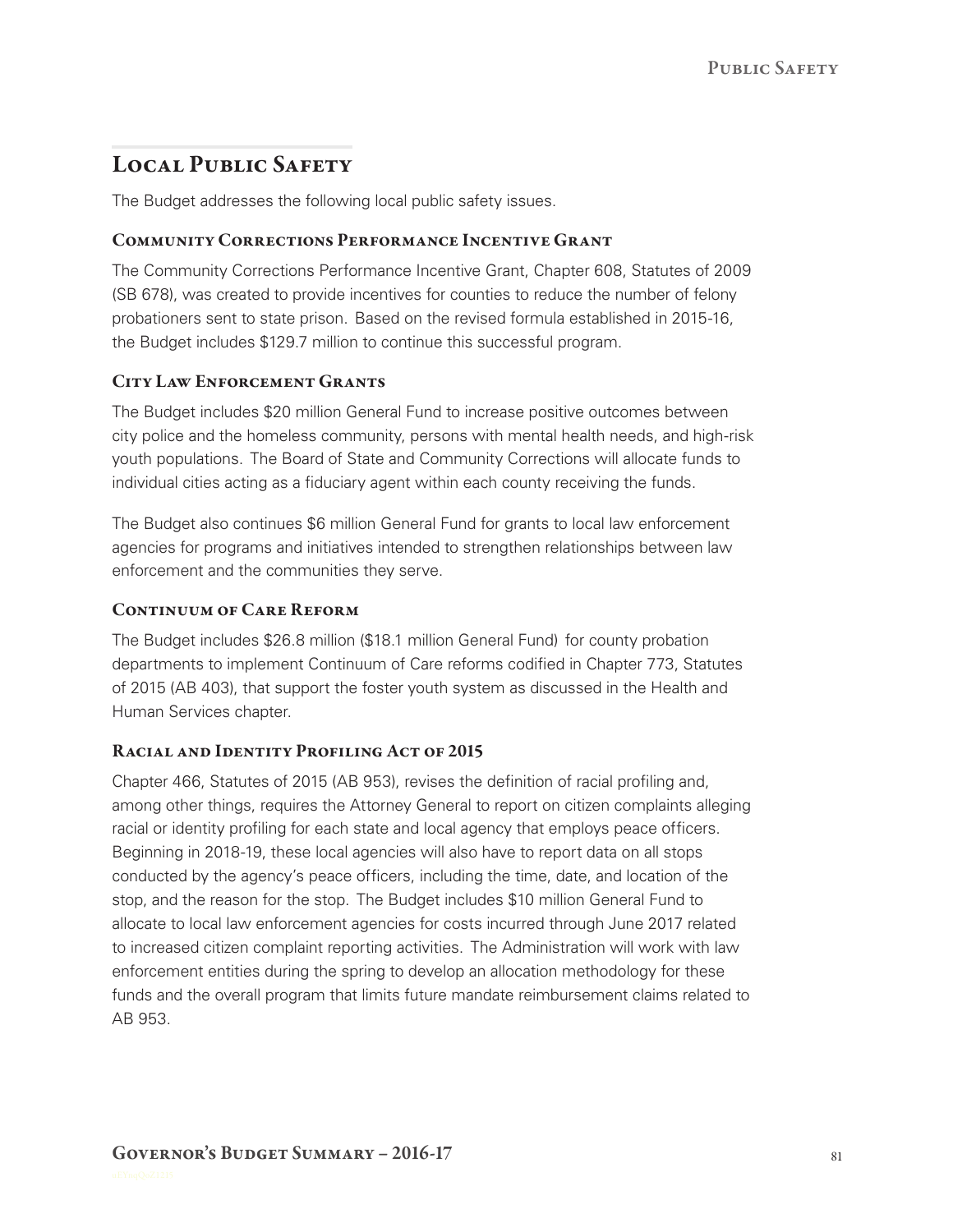## Local Public Safety

The Budget addresses the following local public safety issues.

### Community Corrections Performance Incentive Grant

The Community Corrections Performance Incentive Grant, Chapter 608, Statutes of 2009 (SB 678), was created to provide incentives for counties to reduce the number of felony probationers sent to state prison. Based on the revised formula established in 2015-16, the Budget includes $129.7 million to continue this successful program.

### City Law Enforcement Grants

The Budget includes $20 million General Fund to increase positive outcomes between city police and the homeless community, persons with mental health needs, and high-risk youth populations. The Board of State and Community Corrections will allocate funds to individual cities acting as a fiduciary agent within each county receiving the funds.

The Budget also continues $6 million General Fund for grants to local law enforcement agencies for programs and initiatives intended to strengthen relationships between law enforcement and the communities they serve.

### Continuum of Care Reform

The Budget includes $26.8 million ($18.1 million General Fund) for county probation departments to implement Continuum of Care reforms codified in Chapter 773, Statutes of 2015 (AB 403), that support the foster youth system as discussed in the Health and Human Services chapter.

### Racial and Identity Profiling Act of 2015

Chapter 466, Statutes of 2015 (AB 953), revises the definition of racial profiling and, among other things, requires the Attorney General to report on citizen complaints alleging racial or identity profiling for each state and local agency that employs peace officers. Beginning in 2018-19, these local agencies will also have to report data on all stops conducted by the agency's peace officers, including the time, date, and location of the stop, and the reason for the stop. The Budget includes $10 million General Fund to allocate to local law enforcement agencies for costs incurred through June 2017 related to increased citizen complaint reporting activities. The Administration will work with law enforcement entities during the spring to develop an allocation methodology for these funds and the overall program that limits future mandate reimbursement claims related to AB 953.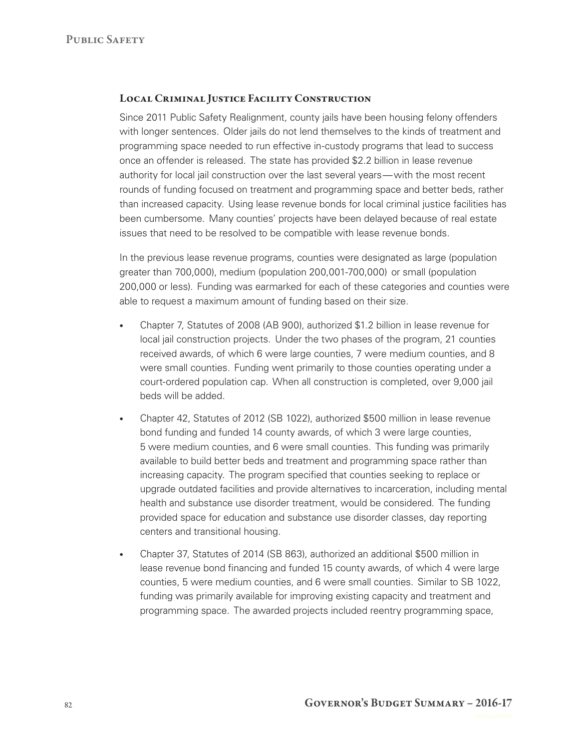## Local Criminal Justice Facility Construction

Since 2011 Public Safety Realignment, county jails have been housing felony offenders with longer sentences. Older jails do not lend themselves to the kinds of treatment and programming space needed to run effective in-custody programs that lead to success once an offender is released. The state has provided $2.2 billion in lease revenue authority for local jail construction over the last several years—with the most recent rounds of funding focused on treatment and programming space and better beds, rather than increased capacity. Using lease revenue bonds for local criminal justice facilities has been cumbersome. Many counties' projects have been delayed because of real estate issues that need to be resolved to be compatible with lease revenue bonds.

In the previous lease revenue programs, counties were designated as large (population greater than 700,000), medium (population 200,001-700,000) or small (population 200,000 or less). Funding was earmarked for each of these categories and counties were able to request a maximum amount of funding based on their size.

- Chapter 7, Statutes of 2008 (AB 900), authorized $1.2 billion in lease revenue for local jail construction projects. Under the two phases of the program, 21 counties received awards, of which 6 were large counties, 7 were medium counties, and 8 were small counties. Funding went primarily to those counties operating under a court-ordered population cap. When all construction is completed, over 9,000 jail beds will be added.
- Chapter 42, Statutes of 2012 (SB 1022), authorized $500 million in lease revenue bond funding and funded 14 county awards, of which 3 were large counties, 5 were medium counties, and 6 were small counties. This funding was primarily available to build better beds and treatment and programming space rather than increasing capacity. The program specified that counties seeking to replace or upgrade outdated facilities and provide alternatives to incarceration, including mental health and substance use disorder treatment, would be considered. The funding provided space for education and substance use disorder classes, day reporting centers and transitional housing.
- Chapter 37, Statutes of 2014 (SB 863), authorized an additional $500 million in lease revenue bond financing and funded 15 county awards, of which 4 were large counties, 5 were medium counties, and 6 were small counties. Similar to SB 1022, funding was primarily available for improving existing capacity and treatment and programming space. The awarded projects included reentry programming space,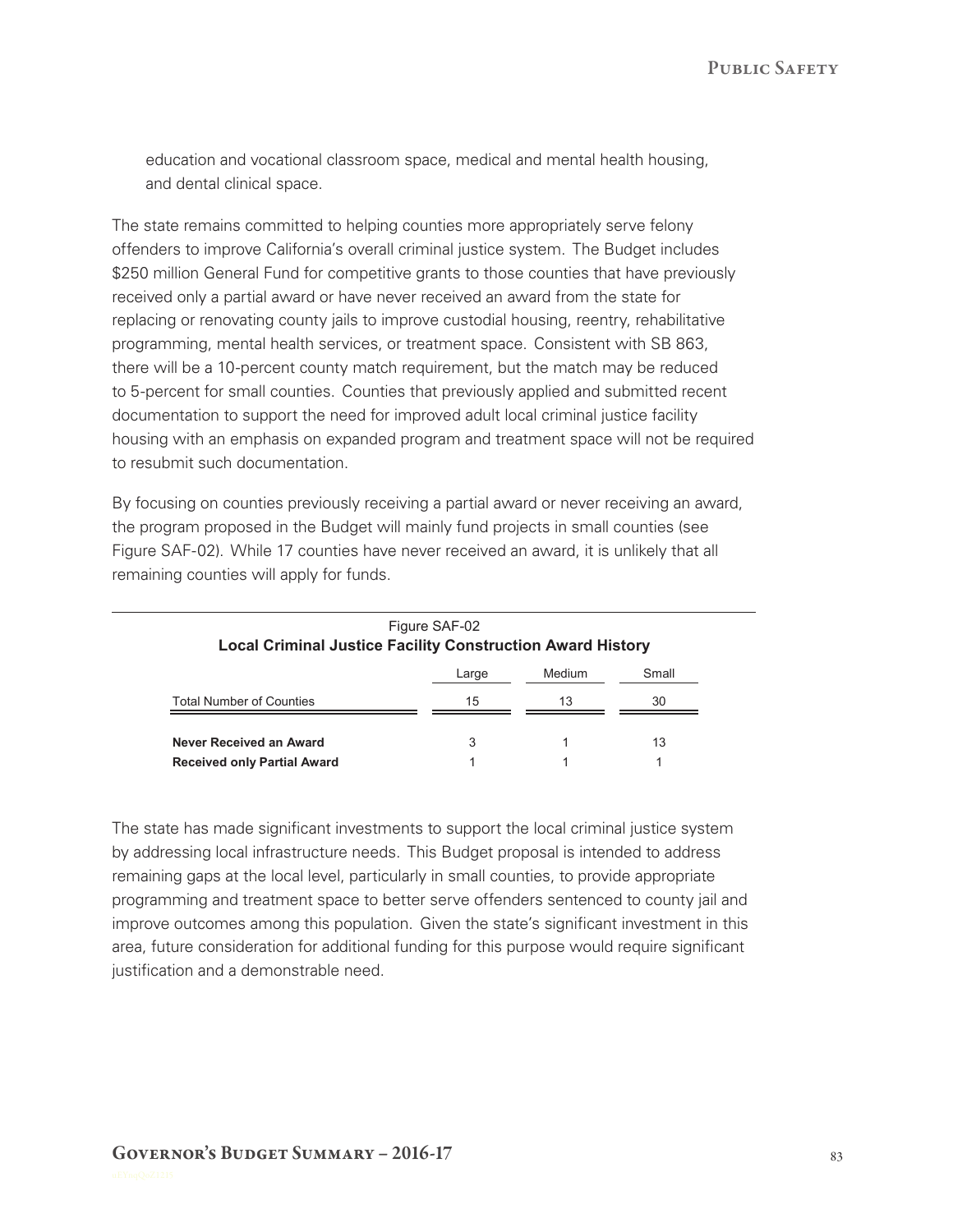education and vocational classroom space, medical and mental health housing, and dental clinical space.

The state remains committed to helping counties more appropriately serve felony offenders to improve California's overall criminal justice system. The Budget includes $250 million General Fund for competitive grants to those counties that have previously received only a partial award or have never received an award from the state for replacing or renovating county jails to improve custodial housing, reentry, rehabilitative programming, mental health services, or treatment space. Consistent with SB 863, there will be a 10-percent county match requirement, but the match may be reduced to 5-percent for small counties. Counties that previously applied and submitted recent documentation to support the need for improved adult local criminal justice facility housing with an emphasis on expanded program and treatment space will not be required to resubmit such documentation.

By focusing on counties previously receiving a partial award or never receiving an award, the program proposed in the Budget will mainly fund projects in small counties (see Figure SAF-02). While 17 counties have never received an award, it is unlikely that all remaining counties will apply for funds.

Figure SAF-02
**Local Criminal Justice Facility Construction Award History**

| | Large | Medium | Small |
|---|---|---|---|
| Total Number of Counties | 15 | 13 | 30 |
| **Never Received an Award** | 3 | 1 | 13 |
| **Received only Partial Award** | 1 | 1 | 1 |

The state has made significant investments to support the local criminal justice system by addressing local infrastructure needs. This Budget proposal is intended to address remaining gaps at the local level, particularly in small counties, to provide appropriate programming and treatment space to better serve offenders sentenced to county jail and improve outcomes among this population. Given the state's significant investment in this area, future consideration for additional funding for this purpose would require significant justification and a demonstrable need.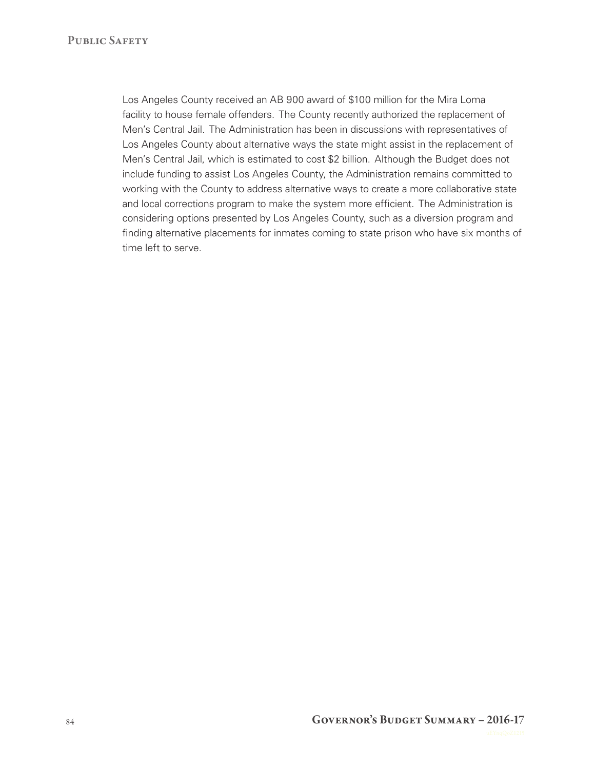Los Angeles County received an AB 900 award of $100 million for the Mira Loma facility to house female offenders. The County recently authorized the replacement of Men's Central Jail. The Administration has been in discussions with representatives of Los Angeles County about alternative ways the state might assist in the replacement of Men's Central Jail, which is estimated to cost $2 billion. Although the Budget does not include funding to assist Los Angeles County, the Administration remains committed to working with the County to address alternative ways to create a more collaborative state and local corrections program to make the system more efficient. The Administration is considering options presented by Los Angeles County, such as a diversion program and finding alternative placements for inmates coming to state prison who have six months of time left to serve.